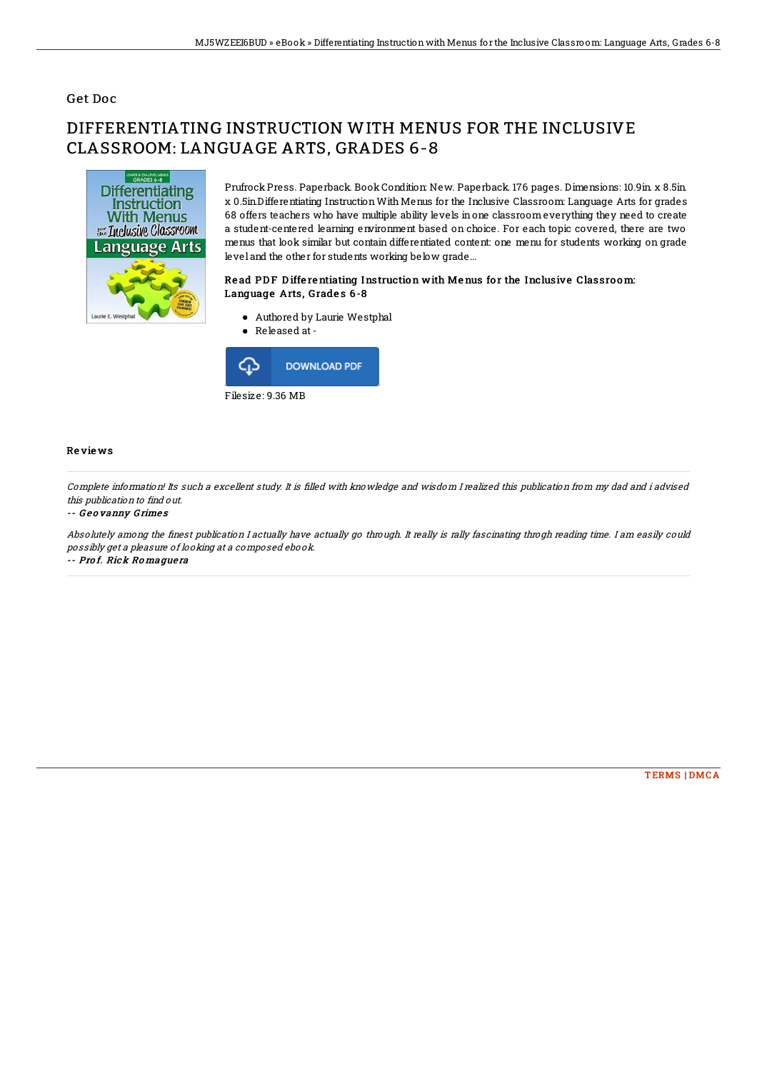Get Doc

# DIFFERENTIATING INSTRUCTION WITH MENUS FOR THE INCLUSIVE CLASSROOM: LANGUAGE ARTS, GRADES 6-8

Prufrock Press. Paperback. Book Condition: New. Paperback. 176 pages. Dimensions: 10.9in. x 8.5in. x 0.5in.Differentiating Instruction With Menus for the Inclusive Classroom: Language Arts for grades 68 offers teachers who have multiple ability levels in one classroom everything they need to create a student-centered learning environment based on choice. For each topic covered, there are two menus that look similar but contain differentiated content: one menu for students working on grade level and the other for students working below grade...

### Read PDF Differentiating Instruction with Menus for the Inclusive Classroom: Language Arts, Grades 6-8

- Authored by Laurie Westphal
- Released at -

DOWNLOAD PDF

Filesize: 9.36 MB

### Reviews

*Complete information! Its such a excellent study. It is filled with knowledge and wisdom I realized this publication from my dad and i advised this publication to find out.*

-- *Geovanny Grimes*

*Absolutely among the finest publication I actually have actually go through. It really is rally fascinating throgh reading time. I am easily could possibly get a pleasure of looking at a composed ebook.*

-- *Prof. Rick Romaguera*

TERMS | DMCA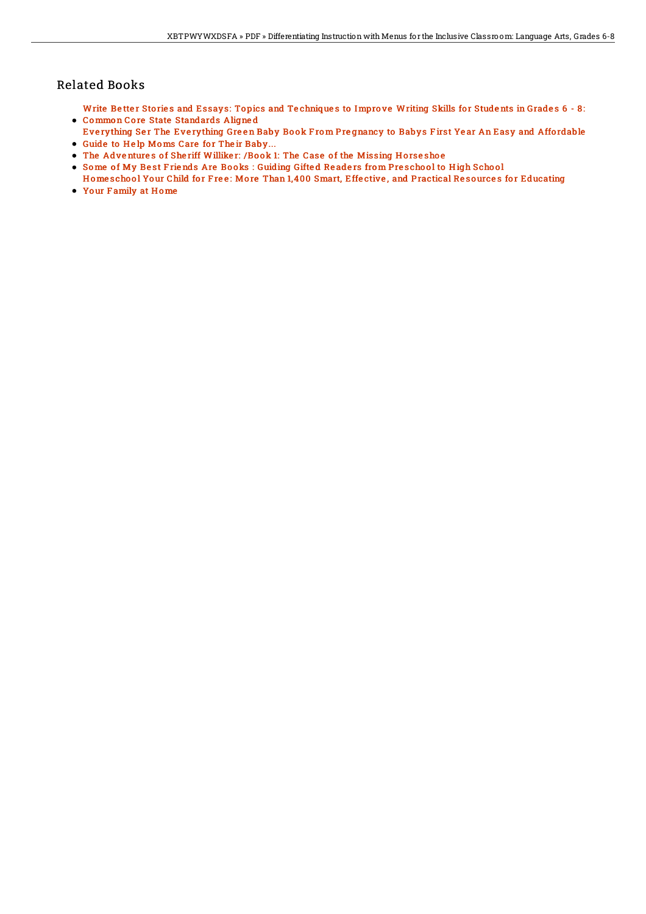## Related Books

- Write Better Stories and Essays: Topics and Techniques to Improve Writing Skills for Students in Grades 6 - 8: Common Core State Standards Aligned
- Everything Ser The Everything Green Baby Book From Pregnancy to Babys First Year An Easy and Affordable Guide to Help Moms Care for Their Baby...
- The Adventures of Sheriff Williker: /Book 1: The Case of the Missing Horseshoe
- Some of My Best Friends Are Books : Guiding Gifted Readers from Preschool to High School
- Homeschool Your Child for Free: More Than 1,400 Smart, Effective, and Practical Resources for Educating Your Family at Home